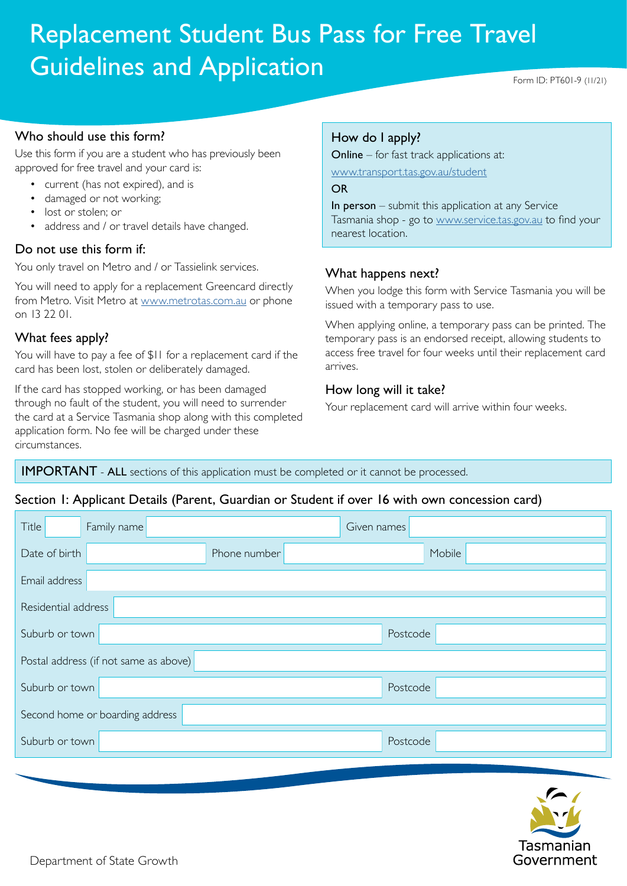# Replacement Student Bus Pass for Free Travel Guidelines and Application

Form ID: PT601-9 (11/21)

## Who should use this form?

Use this form if you are a student who has previously been approved for free travel and your card is:

- current (has not expired), and is
- damaged or not working;
- lost or stolen; or
- address and / or travel details have changed.

## Do not use this form if:

You only travel on Metro and / or Tassielink services.

You will need to apply for a replacement Greencard directly from Metro. Visit Metro at www.metrotas.com.au or phone on 13 22 01.

## What fees apply?

You will have to pay a fee of $11 for a replacement card if the card has been lost, stolen or deliberately damaged.

If the card has stopped working, or has been damaged through no fault of the student, you will need to surrender the card at a Service Tasmania shop along with this completed application form. No fee will be charged under these circumstances.

## How do I apply?

**Online** – for fast track applications at:

www.transport.tas.gov.au/student

**OR**

**In person** – submit this application at any Service Tasmania shop - go to www.service.tas.gov.au to find your nearest location.

## What happens next?

When you lodge this form with Service Tasmania you will be issued with a temporary pass to use.

When applying online, a temporary pass can be printed. The temporary pass is an endorsed receipt, allowing students to access free travel for four weeks until their replacement card arrives.

## How long will it take?

Your replacement card will arrive within four weeks.

**IMPORTANT** - **ALL** sections of this application must be completed or it cannot be processed.

## Section 1: Applicant Details (Parent, Guardian or Student if over 16 with own concession card)

| | | | | | |
|---|---|---|---|---|---|
| Title | | Family name | | Given names | |
| Date of birth | | Phone number | | Mobile | |
| Email address | | | | | |
| Residential address | | | | | |
| Suburb or town | | | | Postcode | |
| Postal address (if not same as above) | | | | | |
| Suburb or town | | | | Postcode | |
| Second home or boarding address | | | | | |
| Suburb or town | | | | Postcode | |

Department of State Growth

Tasmanian Government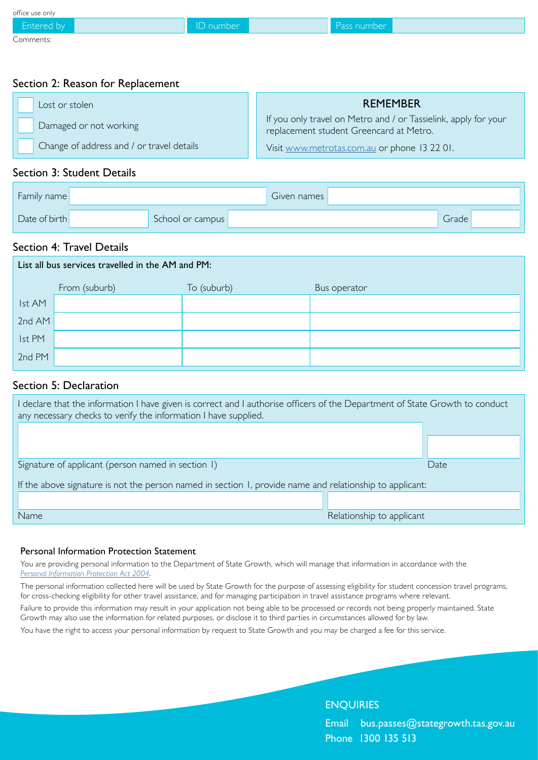office use only

| Entered by | | ID number | | Pass number | |
|---|---|---|---|---|---|

Comments:

## Section 2: Reason for Replacement

- ☐ Lost or stolen
- ☐ Damaged or not working
- ☐ Change of address and / or travel details

**REMEMBER**

If you only travel on Metro and / or Tassielink, apply for your replacement student Greencard at Metro.

Visit www.metrotas.com.au or phone 13 22 01.

## Section 3: Student Details

| | | | | | |
|---|---|---|---|---|---|
| Family name | | Given names | | | |
| Date of birth | | School or campus | | Grade | |

## Section 4: Travel Details

List all bus services travelled in the AM and PM:

| | From (suburb) | To (suburb) | Bus operator |
|---|---|---|---|
| 1st AM | | | |
| 2nd AM | | | |
| 1st PM | | | |
| 2nd PM | | | |

## Section 5: Declaration

I declare that the information I have given is correct and I authorise officers of the Department of State Growth to conduct any necessary checks to verify the information I have supplied.

Signature of applicant (person named in section 1)

Date

If the above signature is not the person named in section 1, provide name and relationship to applicant:

Name

Relationship to applicant

### Personal Information Protection Statement

You are providing personal information to the Department of State Growth, which will manage that information in accordance with the *Personal Information Protection Act 2004*.

The personal information collected here will be used by State Growth for the purpose of assessing eligibility for student concession travel programs, for cross-checking eligibility for other travel assistance, and for managing participation in travel assistance programs where relevant.

Failure to provide this information may result in your application not being able to be processed or records not being properly maintained. State Growth may also use the information for related purposes, or disclose it to third parties in circumstances allowed for by law.

You have the right to access your personal information by request to State Growth and you may be charged a fee for this service.

**ENQUIRIES**

Email bus.passes@stategrowth.tas.gov.au

Phone 1300 135 513